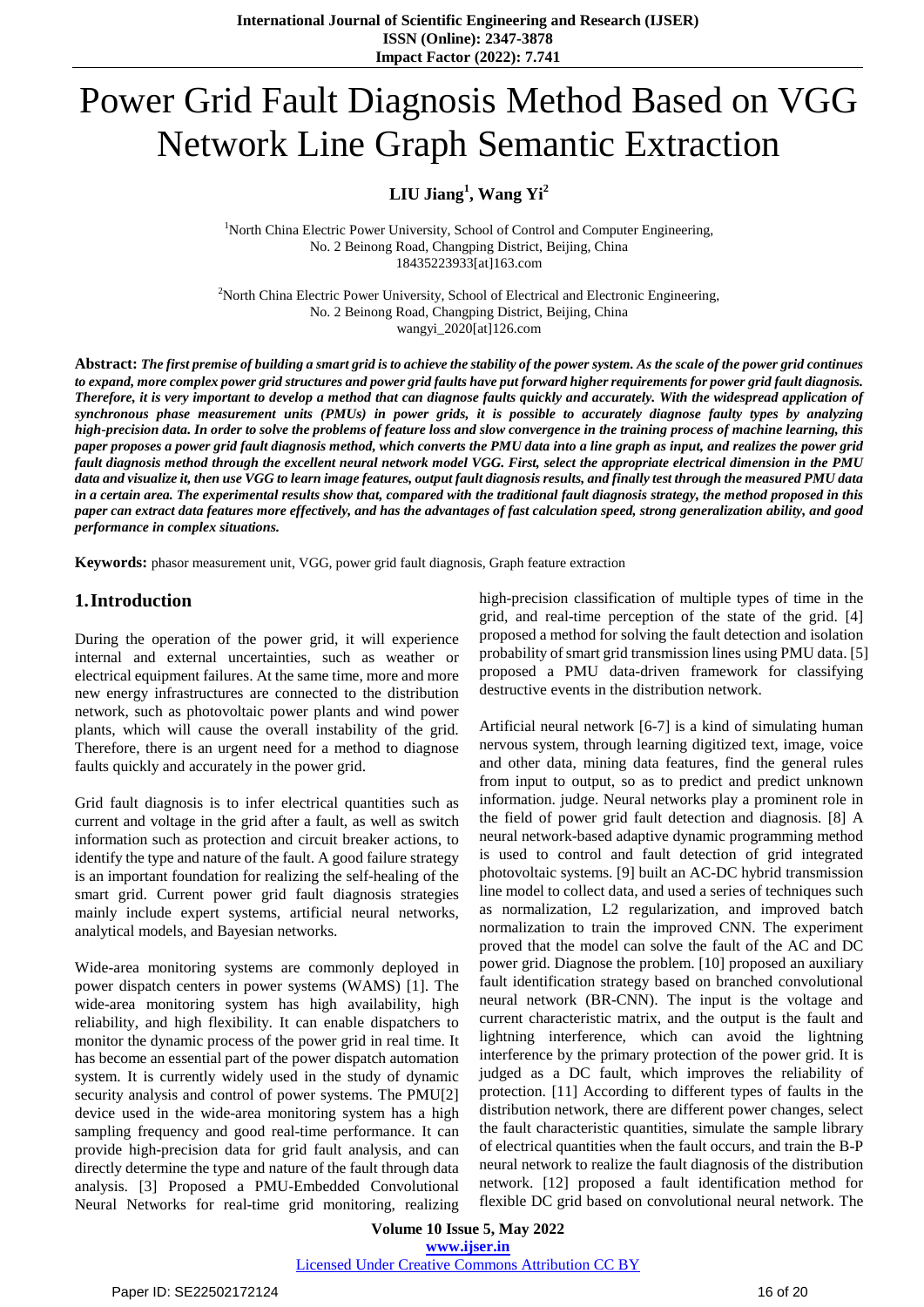# Power Grid Fault Diagnosis Method Based on VGG Network Line Graph Semantic Extraction

**LIU Jiang[1], Wang Yi[2]**

[1]North China Electric Power University, School of Control and Computer Engineering, No. 2 Beinong Road, Changping District, Beijing, China
18435223933[at]163.com

[2]North China Electric Power University, School of Electrical and Electronic Engineering, No. 2 Beinong Road, Changping District, Beijing, China
wangyi_2020[at]126.com

**Abstract:** ***The first premise of building a smart grid is to achieve the stability of the power system. As the scale of the power grid continues to expand, more complex power grid structures and power grid faults have put forward higher requirements for power grid fault diagnosis. Therefore, it is very important to develop a method that can diagnose faults quickly and accurately. With the widespread application of synchronous phase measurement units (PMUs) in power grids, it is possible to accurately diagnose faulty types by analyzing high-precision data. In order to solve the problems of feature loss and slow convergence in the training process of machine learning, this paper proposes a power grid fault diagnosis method, which converts the PMU data into a line graph as input, and realizes the power grid fault diagnosis method through the excellent neural network model VGG. First, select the appropriate electrical dimension in the PMU data and visualize it, then use VGG to learn image features, output fault diagnosis results, and finally test through the measured PMU data in a certain area. The experimental results show that, compared with the traditional fault diagnosis strategy, the method proposed in this paper can extract data features more effectively, and has the advantages of fast calculation speed, strong generalization ability, and good performance in complex situations.***

**Keywords:** phasor measurement unit, VGG, power grid fault diagnosis, Graph feature extraction

## 1. Introduction

During the operation of the power grid, it will experience internal and external uncertainties, such as weather or electrical equipment failures. At the same time, more and more new energy infrastructures are connected to the distribution network, such as photovoltaic power plants and wind power plants, which will cause the overall instability of the grid. Therefore, there is an urgent need for a method to diagnose faults quickly and accurately in the power grid.

Grid fault diagnosis is to infer electrical quantities such as current and voltage in the grid after a fault, as well as switch information such as protection and circuit breaker actions, to identify the type and nature of the fault. A good failure strategy is an important foundation for realizing the self-healing of the smart grid. Current power grid fault diagnosis strategies mainly include expert systems, artificial neural networks, analytical models, and Bayesian networks.

Wide-area monitoring systems are commonly deployed in power dispatch centers in power systems (WAMS) [1]. The wide-area monitoring system has high availability, high reliability, and high flexibility. It can enable dispatchers to monitor the dynamic process of the power grid in real time. It has become an essential part of the power dispatch automation system. It is currently widely used in the study of dynamic security analysis and control of power systems. The PMU[2] device used in the wide-area monitoring system has a high sampling frequency and good real-time performance. It can provide high-precision data for grid fault analysis, and can directly determine the type and nature of the fault through data analysis. [3] Proposed a PMU-Embedded Convolutional Neural Networks for real-time grid monitoring, realizing high-precision classification of multiple types of time in the grid, and real-time perception of the state of the grid. [4] proposed a method for solving the fault detection and isolation probability of smart grid transmission lines using PMU data. [5] proposed a PMU data-driven framework for classifying destructive events in the distribution network.

Artificial neural network [6-7] is a kind of simulating human nervous system, through learning digitized text, image, voice and other data, mining data features, find the general rules from input to output, so as to predict and predict unknown information. judge. Neural networks play a prominent role in the field of power grid fault detection and diagnosis. [8] A neural network-based adaptive dynamic programming method is used to control and fault detection of grid integrated photovoltaic systems. [9] built an AC-DC hybrid transmission line model to collect data, and used a series of techniques such as normalization, L2 regularization, and improved batch normalization to train the improved CNN. The experiment proved that the model can solve the fault of the AC and DC power grid. Diagnose the problem. [10] proposed an auxiliary fault identification strategy based on branched convolutional neural network (BR-CNN). The input is the voltage and current characteristic matrix, and the output is the fault and lightning interference, which can avoid the lightning interference by the primary protection of the power grid. It is judged as a DC fault, which improves the reliability of protection. [11] According to different types of faults in the distribution network, there are different power changes, select the fault characteristic quantities, simulate the sample library of electrical quantities when the fault occurs, and train the B-P neural network to realize the fault diagnosis of the distribution network. [12] proposed a fault identification method for flexible DC grid based on convolutional neural network. The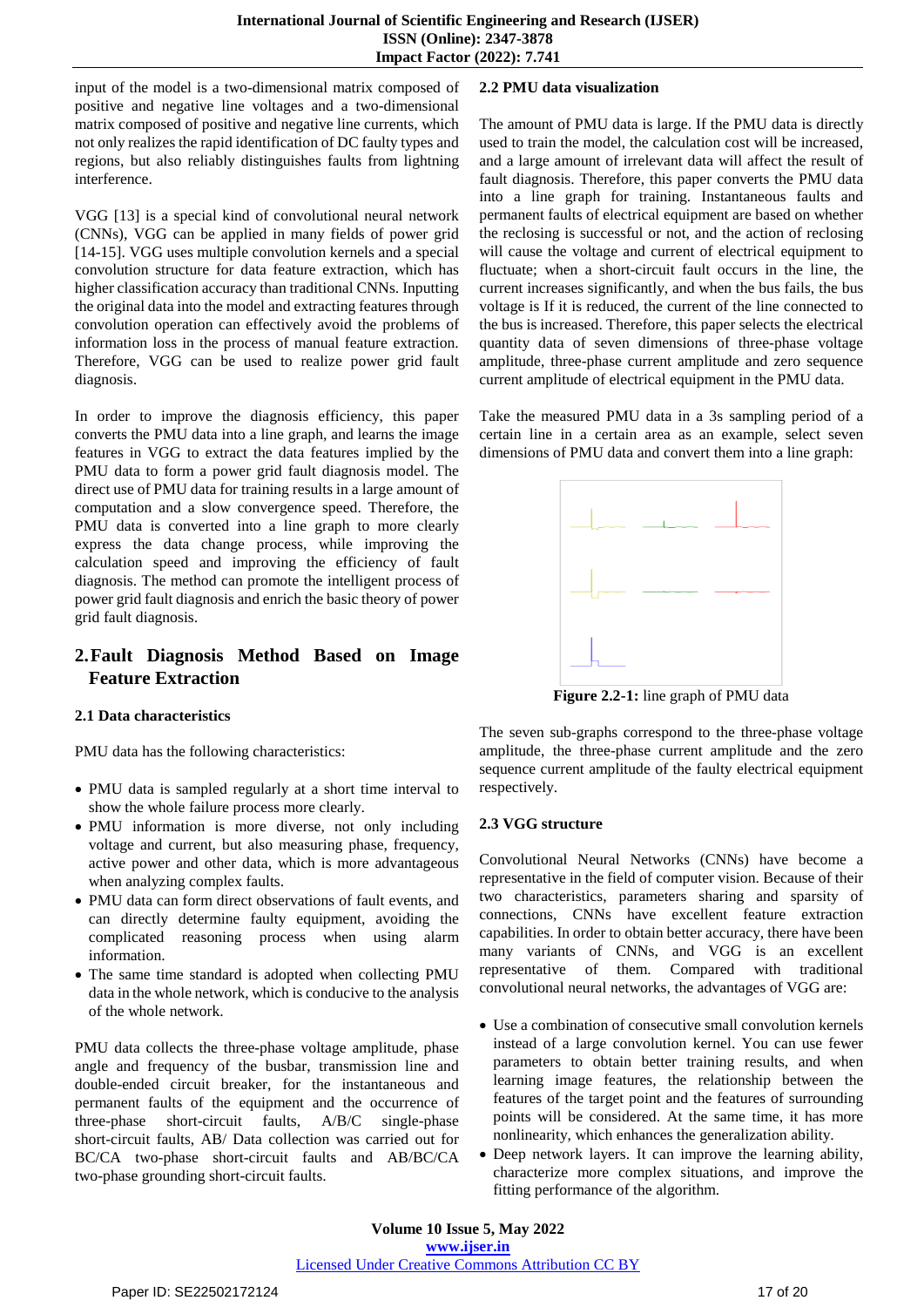input of the model is a two-dimensional matrix composed of positive and negative line voltages and a two-dimensional matrix composed of positive and negative line currents, which not only realizes the rapid identification of DC faulty types and regions, but also reliably distinguishes faults from lightning interference.

VGG [13] is a special kind of convolutional neural network (CNNs), VGG can be applied in many fields of power grid [14-15]. VGG uses multiple convolution kernels and a special convolution structure for data feature extraction, which has higher classification accuracy than traditional CNNs. Inputting the original data into the model and extracting features through convolution operation can effectively avoid the problems of information loss in the process of manual feature extraction. Therefore, VGG can be used to realize power grid fault diagnosis.

In order to improve the diagnosis efficiency, this paper converts the PMU data into a line graph, and learns the image features in VGG to extract the data features implied by the PMU data to form a power grid fault diagnosis model. The direct use of PMU data for training results in a large amount of computation and a slow convergence speed. Therefore, the PMU data is converted into a line graph to more clearly express the data change process, while improving the calculation speed and improving the efficiency of fault diagnosis. The method can promote the intelligent process of power grid fault diagnosis and enrich the basic theory of power grid fault diagnosis.

## 2. Fault Diagnosis Method Based on Image Feature Extraction

### 2.1 Data characteristics

PMU data has the following characteristics:

- PMU data is sampled regularly at a short time interval to show the whole failure process more clearly.
- PMU information is more diverse, not only including voltage and current, but also measuring phase, frequency, active power and other data, which is more advantageous when analyzing complex faults.
- PMU data can form direct observations of fault events, and can directly determine faulty equipment, avoiding the complicated reasoning process when using alarm information.
- The same time standard is adopted when collecting PMU data in the whole network, which is conducive to the analysis of the whole network.

PMU data collects the three-phase voltage amplitude, phase angle and frequency of the busbar, transmission line and double-ended circuit breaker, for the instantaneous and permanent faults of the equipment and the occurrence of three-phase short-circuit faults, A/B/C single-phase short-circuit faults, AB/ Data collection was carried out for BC/CA two-phase short-circuit faults and AB/BC/CA two-phase grounding short-circuit faults.

### 2.2 PMU data visualization

The amount of PMU data is large. If the PMU data is directly used to train the model, the calculation cost will be increased, and a large amount of irrelevant data will affect the result of fault diagnosis. Therefore, this paper converts the PMU data into a line graph for training. Instantaneous faults and permanent faults of electrical equipment are based on whether the reclosing is successful or not, and the action of reclosing will cause the voltage and current of electrical equipment to fluctuate; when a short-circuit fault occurs in the line, the current increases significantly, and when the bus fails, the bus voltage is If it is reduced, the current of the line connected to the bus is increased. Therefore, this paper selects the electrical quantity data of seven dimensions of three-phase voltage amplitude, three-phase current amplitude and zero sequence current amplitude of electrical equipment in the PMU data.

Take the measured PMU data in a 3s sampling period of a certain line in a certain area as an example, select seven dimensions of PMU data and convert them into a line graph:

**Figure 2.2-1:** line graph of PMU data

The seven sub-graphs correspond to the three-phase voltage amplitude, the three-phase current amplitude and the zero sequence current amplitude of the faulty electrical equipment respectively.

### 2.3 VGG structure

Convolutional Neural Networks (CNNs) have become a representative in the field of computer vision. Because of their two characteristics, parameters sharing and sparsity of connections, CNNs have excellent feature extraction capabilities. In order to obtain better training accuracy, there have been many variants of CNNs, and VGG is an excellent representative of them. Compared with traditional convolutional neural networks, the advantages of VGG are:

- Use a combination of consecutive small convolution kernels instead of a large convolution kernel. You can use fewer parameters to obtain better training results, and when learning image features, the relationship between the features of the target point and the features of surrounding points will be considered. At the same time, it has more nonlinearity, which enhances the generalization ability.
- Deep network layers. It can improve the learning ability, characterize more complex situations, and improve the fitting performance of the algorithm.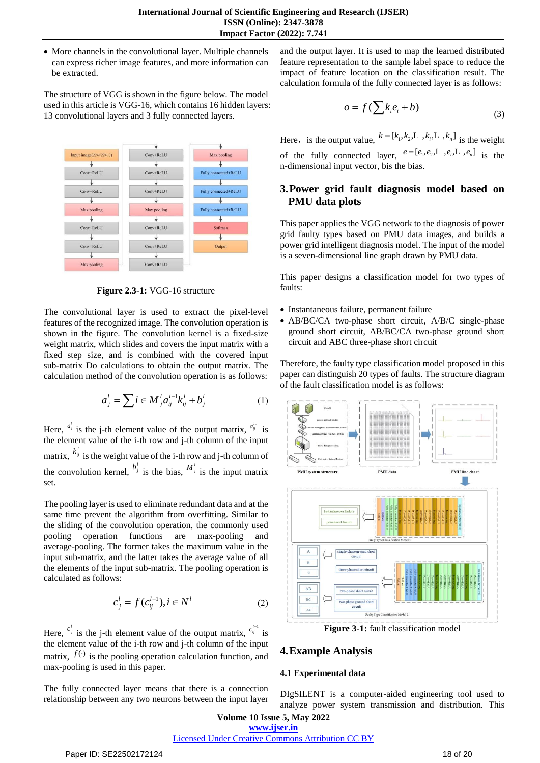- More channels in the convolutional layer. Multiple channels can express richer image features, and more information can be extracted.

The structure of VGG is shown in the figure below. The model used in this article is VGG-16, which contains 16 hidden layers: 13 convolutional layers and 3 fully connected layers.

**Figure 2.3-1:** VGG-16 structure

The convolutional layer is used to extract the pixel-level features of the recognized image. The convolution operation is shown in the figure. The convolution kernel is a fixed-size weight matrix, which slides and covers the input matrix with a fixed step size, and is combined with the covered input sub-matrix Do calculations to obtain the output matrix. The calculation method of the convolution operation is as follows:

$$a_j^l = \sum i \in M_j^l a_{ij}^{l-1} k_{ij}^l + b_j^l \tag{1}$$

Here, $a_j^l$ is the j-th element value of the output matrix, $a_{ij}^{l-1}$ is the element value of the i-th row and j-th column of the input matrix, $k_{ij}^l$ is the weight value of the i-th row and j-th column of the convolution kernel, $b_j^l$ is the bias, $M_j^l$ is the input matrix set.

The pooling layer is used to eliminate redundant data and at the same time prevent the algorithm from overfitting. Similar to the sliding of the convolution operation, the commonly used pooling operation functions are max-pooling and average-pooling. The former takes the maximum value in the input sub-matrix, and the latter takes the average value of all the elements of the input sub-matrix. The pooling operation is calculated as follows:

$$c_j^l = f(c_{ij}^{l-1}), i \in N^l \tag{2}$$

Here, $c_j^l$ is the j-th element value of the output matrix, $c_{ij}^{l-1}$ is the element value of the i-th row and j-th column of the input matrix, $f(\cdot)$ is the pooling operation calculation function, and max-pooling is used in this paper.

The fully connected layer means that there is a connection relationship between any two neurons between the input layer and the output layer. It is used to map the learned distributed feature representation to the sample label space to reduce the impact of feature location on the classification result. The calculation formula of the fully connected layer is as follows:

$$o = f(\sum k_i e_i + b) \tag{3}$$

Here, is the output value, $k = [k_1, k_2, \ldots, k_i, \ldots, k_n]$ is the weight of the fully connected layer, $e = [e_1, e_2, \ldots, e_i, \ldots, e_n]$ is the n-dimensional input vector, bis the bias.

## 3. Power grid fault diagnosis model based on PMU data plots

This paper applies the VGG network to the diagnosis of power grid faulty types based on PMU data images, and builds a power grid intelligent diagnosis model. The input of the model is a seven-dimensional line graph drawn by PMU data.

This paper designs a classification model for two types of faults:

- Instantaneous failure, permanent failure
- AB/BC/CA two-phase short circuit, A/B/C single-phase ground short circuit, AB/BC/CA two-phase ground short circuit and ABC three-phase short circuit

Therefore, the faulty type classification model proposed in this paper can distinguish 20 types of faults. The structure diagram of the fault classification model is as follows:

**Figure 3-1:** fault classification model

## 4. Example Analysis

### 4.1 Experimental data

DIgSILENT is a computer-aided engineering tool used to analyze power system transmission and distribution. This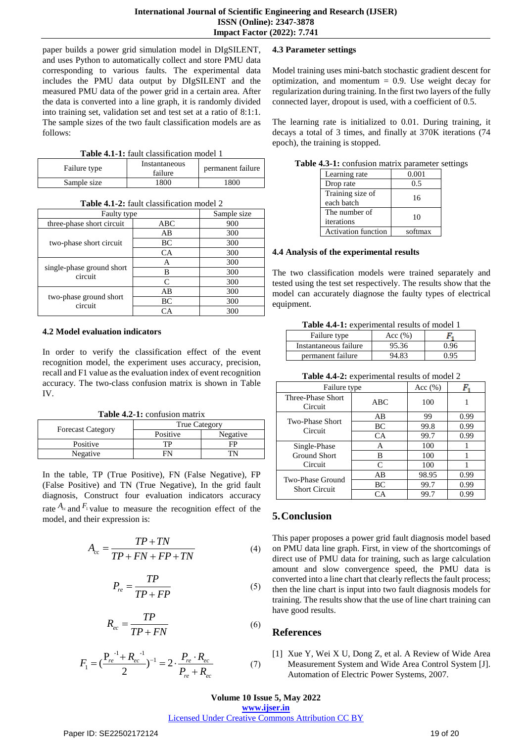paper builds a power grid simulation model in DIgSILENT, and uses Python to automatically collect and store PMU data corresponding to various faults. The experimental data includes the PMU data output by DIgSILENT and the measured PMU data of the power grid in a certain area. After the data is converted into a line graph, it is randomly divided into training set, validation set and test set at a ratio of 8:1:1. The sample sizes of the two fault classification models are as follows:

**Table 4.1-1:** fault classification model 1

| Failure type | Instantaneous failure | permanent failure |
|---|---|---|
| Sample size | 1800 | 1800 |

**Table 4.1-2:** fault classification model 2

| Faulty type | | Sample size |
|---|---|---|
| three-phase short circuit | ABC | 900 |
| two-phase short circuit | AB | 300 |
| | BC | 300 |
| | CA | 300 |
| single-phase ground short circuit | A | 300 |
| | B | 300 |
| | C | 300 |
| two-phase ground short circuit | AB | 300 |
| | BC | 300 |
| | CA | 300 |

### 4.2 Model evaluation indicators

In order to verify the classification effect of the event recognition model, the experiment uses accuracy, precision, recall and F1 value as the evaluation index of event recognition accuracy. The two-class confusion matrix is shown in Table IV.

**Table 4.2-1:** confusion matrix

| Forecast Category | True Category | |
|---|---|---|
| | Positive | Negative |
| Positive | TP | FP |
| Negative | FN | TN |

In the table, TP (True Positive), FN (False Negative), FP (False Positive) and TN (True Negative), In the grid fault diagnosis, Construct four evaluation indicators accuracy rate $A_{cc}$ and $F_1$ value to measure the recognition effect of the model, and their expression is:

$$A_{cc} = \frac{TP + TN}{TP + FN + FP + TN} \tag{4}$$

$$P_{re} = \frac{TP}{TP + FP} \tag{5}$$

$$R_{ec} = \frac{TP}{TP + FN} \tag{6}$$

$$F_1 = \left(\frac{P_{re}^{-1} + R_{ec}^{-1}}{2}\right)^{-1} = 2 \cdot \frac{P_{re} \cdot R_{ec}}{P_{re} + R_{ec}} \tag{7}$$

### 4.3 Parameter settings

Model training uses mini-batch stochastic gradient descent for optimization, and momentum = 0.9. Use weight decay for regularization during training. In the first two layers of the fully connected layer, dropout is used, with a coefficient of 0.5.

The learning rate is initialized to 0.01. During training, it decays a total of 3 times, and finally at 370K iterations (74 epoch), the training is stopped.

**Table 4.3-1:** confusion matrix parameter settings

| Parameter | Value |
|---|---|
| Learning rate | 0.001 |
| Drop rate | 0.5 |
| Training size of each batch | 16 |
| The number of iterations | 10 |
| Activation function | softmax |

### 4.4 Analysis of the experimental results

The two classification models were trained separately and tested using the test set respectively. The results show that the model can accurately diagnose the faulty types of electrical equipment.

**Table 4.4-1:** experimental results of model 1

| Failure type | Acc (%) | $F_1$ |
|---|---|---|
| Instantaneous failure | 95.36 | 0.96 |
| permanent failure | 94.83 | 0.95 |

**Table 4.4-2:** experimental results of model 2

| Failure type | | Acc (%) | $F_1$ |
|---|---|---|---|
| Three-Phase Short Circuit | ABC | 100 | 1 |
| Two-Phase Short Circuit | AB | 99 | 0.99 |
| | BC | 99.8 | 0.99 |
| | CA | 99.7 | 0.99 |
| Single-Phase Ground Short Circuit | A | 100 | 1 |
| | B | 100 | 1 |
| | C | 100 | 1 |
| Two-Phase Ground Short Circuit | AB | 98.95 | 0.99 |
| | BC | 99.7 | 0.99 |
| | CA | 99.7 | 0.99 |

## 5. Conclusion

This paper proposes a power grid fault diagnosis model based on PMU data line graph. First, in view of the shortcomings of direct use of PMU data for training, such as large calculation amount and slow convergence speed, the PMU data is converted into a line chart that clearly reflects the fault process; then the line chart is input into two fault diagnosis models for training. The results show that the use of line chart training can have good results.

## References

[1] Xue Y, Wei X U, Dong Z, et al. A Review of Wide Area Measurement System and Wide Area Control System [J]. Automation of Electric Power Systems, 2007.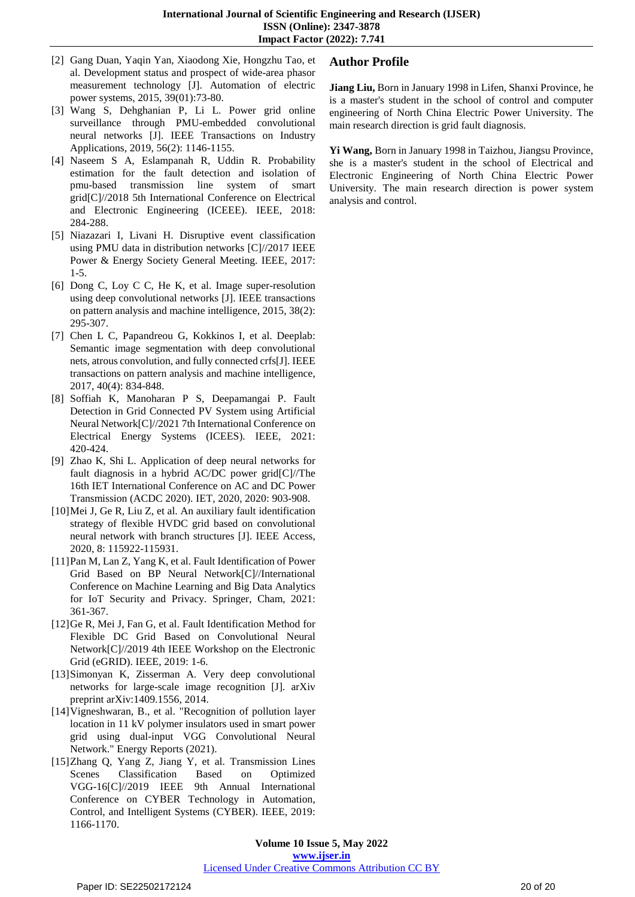[2] Gang Duan, Yaqin Yan, Xiaodong Xie, Hongzhu Tao, et al. Development status and prospect of wide-area phasor measurement technology [J]. Automation of electric power systems, 2015, 39(01):73-80.

[3] Wang S, Dehghanian P, Li L. Power grid online surveillance through PMU-embedded convolutional neural networks [J]. IEEE Transactions on Industry Applications, 2019, 56(2): 1146-1155.

[4] Naseem S A, Eslampanah R, Uddin R. Probability estimation for the fault detection and isolation of pmu-based transmission line system of smart grid[C]//2018 5th International Conference on Electrical and Electronic Engineering (ICEEE). IEEE, 2018: 284-288.

[5] Niazazari I, Livani H. Disruptive event classification using PMU data in distribution networks [C]//2017 IEEE Power & Energy Society General Meeting. IEEE, 2017: 1-5.

[6] Dong C, Loy C C, He K, et al. Image super-resolution using deep convolutional networks [J]. IEEE transactions on pattern analysis and machine intelligence, 2015, 38(2): 295-307.

[7] Chen L C, Papandreou G, Kokkinos I, et al. Deeplab: Semantic image segmentation with deep convolutional nets, atrous convolution, and fully connected crfs[J]. IEEE transactions on pattern analysis and machine intelligence, 2017, 40(4): 834-848.

[8] Soffiah K, Manoharan P S, Deepamangai P. Fault Detection in Grid Connected PV System using Artificial Neural Network[C]//2021 7th International Conference on Electrical Energy Systems (ICEES). IEEE, 2021: 420-424.

[9] Zhao K, Shi L. Application of deep neural networks for fault diagnosis in a hybrid AC/DC power grid[C]//The 16th IET International Conference on AC and DC Power Transmission (ACDC 2020). IET, 2020, 2020: 903-908.

[10] Mei J, Ge R, Liu Z, et al. An auxiliary fault identification strategy of flexible HVDC grid based on convolutional neural network with branch structures [J]. IEEE Access, 2020, 8: 115922-115931.

[11] Pan M, Lan Z, Yang K, et al. Fault Identification of Power Grid Based on BP Neural Network[C]//International Conference on Machine Learning and Big Data Analytics for IoT Security and Privacy. Springer, Cham, 2021: 361-367.

[12] Ge R, Mei J, Fan G, et al. Fault Identification Method for Flexible DC Grid Based on Convolutional Neural Network[C]//2019 4th IEEE Workshop on the Electronic Grid (eGRID). IEEE, 2019: 1-6.

[13] Simonyan K, Zisserman A. Very deep convolutional networks for large-scale image recognition [J]. arXiv preprint arXiv:1409.1556, 2014.

[14] Vigneshwaran, B., et al. "Recognition of pollution layer location in 11 kV polymer insulators used in smart power grid using dual-input VGG Convolutional Neural Network." Energy Reports (2021).

[15] Zhang Q, Yang Z, Jiang Y, et al. Transmission Lines Scenes Classification Based on Optimized VGG-16[C]//2019 IEEE 9th Annual International Conference on CYBER Technology in Automation, Control, and Intelligent Systems (CYBER). IEEE, 2019: 1166-1170.

## Author Profile

**Jiang Liu,** Born in January 1998 in Lifen, Shanxi Province, he is a master's student in the school of control and computer engineering of North China Electric Power University. The main research direction is grid fault diagnosis.

**Yi Wang,** Born in January 1998 in Taizhou, Jiangsu Province, she is a master's student in the school of Electrical and Electronic Engineering of North China Electric Power University. The main research direction is power system analysis and control.